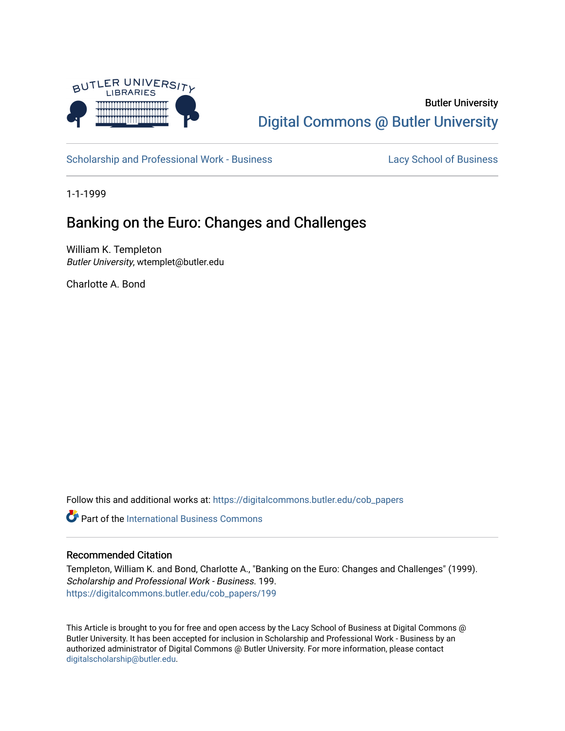Butler University

Digital Commons @ Butler University

Scholarship and Professional Work - Business | Lacy School of Business

1-1-1999

# Banking on the Euro: Changes and Challenges

William K. Templeton
*Butler University*, wtemplet@butler.edu

Charlotte A. Bond

Follow this and additional works at: https://digitalcommons.butler.edu/cob_papers

Part of the International Business Commons

## Recommended Citation

Templeton, William K. and Bond, Charlotte A., "Banking on the Euro: Changes and Challenges" (1999). *Scholarship and Professional Work - Business*. 199.
https://digitalcommons.butler.edu/cob_papers/199

This Article is brought to you for free and open access by the Lacy School of Business at Digital Commons @ Butler University. It has been accepted for inclusion in Scholarship and Professional Work - Business by an authorized administrator of Digital Commons @ Butler University. For more information, please contact digitalscholarship@butler.edu.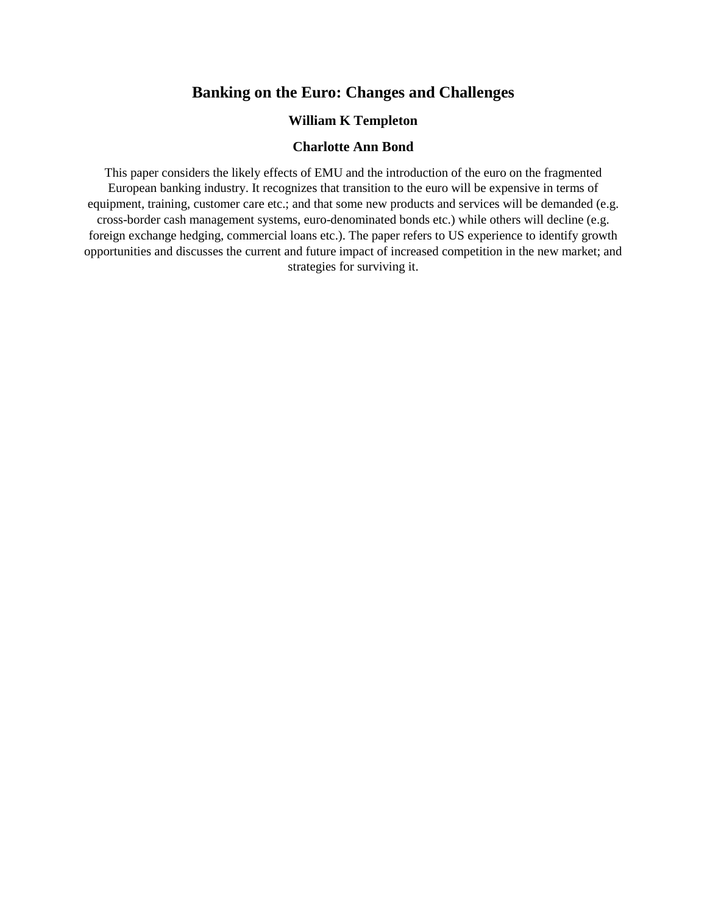# Banking on the Euro: Changes and Challenges

**William K Templeton**

**Charlotte Ann Bond**

This paper considers the likely effects of EMU and the introduction of the euro on the fragmented European banking industry. It recognizes that transition to the euro will be expensive in terms of equipment, training, customer care etc.; and that some new products and services will be demanded (e.g. cross-border cash management systems, euro-denominated bonds etc.) while others will decline (e.g. foreign exchange hedging, commercial loans etc.). The paper refers to US experience to identify growth opportunities and discusses the current and future impact of increased competition in the new market; and strategies for surviving it.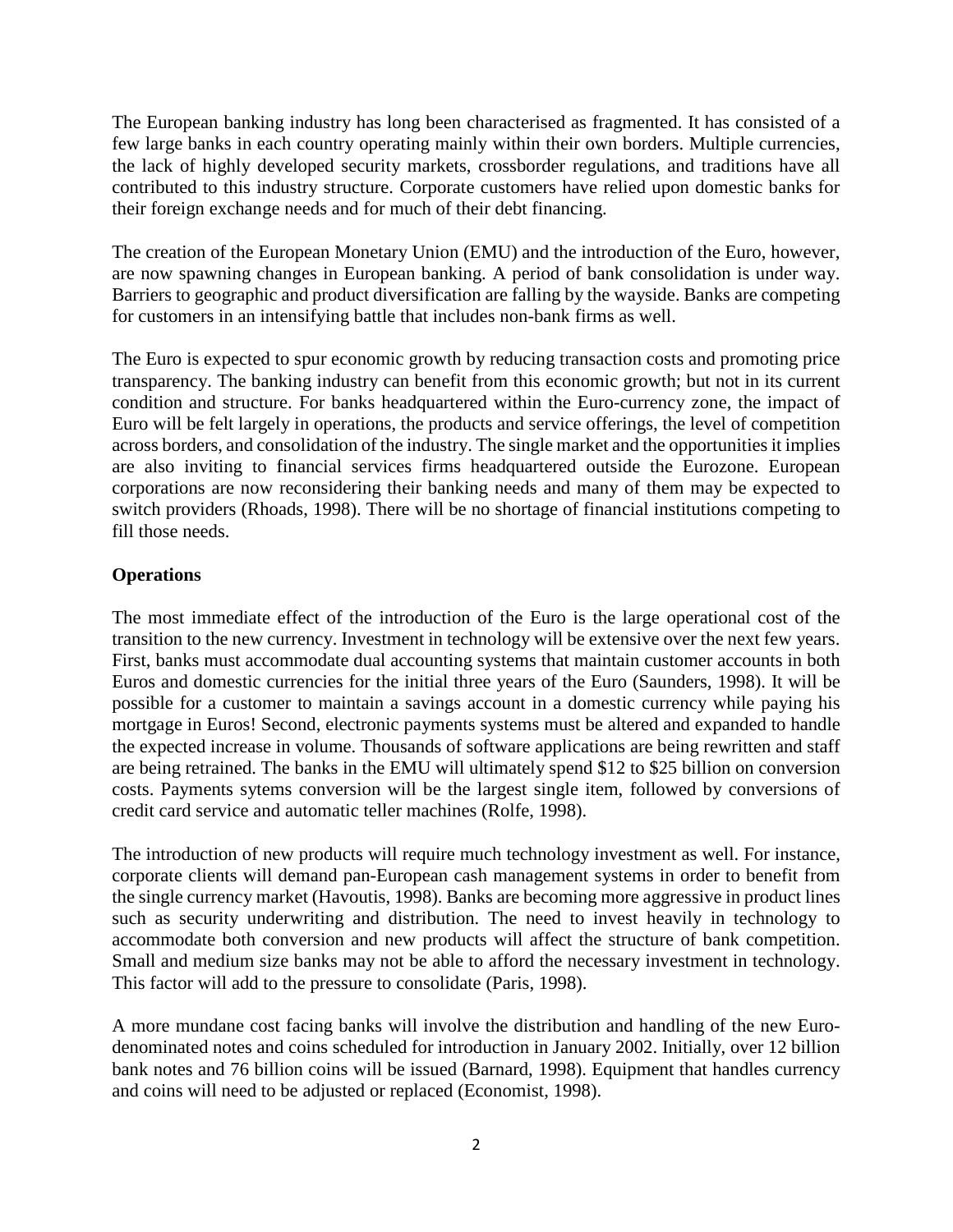The European banking industry has long been characterised as fragmented. It has consisted of a few large banks in each country operating mainly within their own borders. Multiple currencies, the lack of highly developed security markets, crossborder regulations, and traditions have all contributed to this industry structure. Corporate customers have relied upon domestic banks for their foreign exchange needs and for much of their debt financing.

The creation of the European Monetary Union (EMU) and the introduction of the Euro, however, are now spawning changes in European banking. A period of bank consolidation is under way. Barriers to geographic and product diversification are falling by the wayside. Banks are competing for customers in an intensifying battle that includes non-bank firms as well.

The Euro is expected to spur economic growth by reducing transaction costs and promoting price transparency. The banking industry can benefit from this economic growth; but not in its current condition and structure. For banks headquartered within the Euro-currency zone, the impact of Euro will be felt largely in operations, the products and service offerings, the level of competition across borders, and consolidation of the industry. The single market and the opportunities it implies are also inviting to financial services firms headquartered outside the Eurozone. European corporations are now reconsidering their banking needs and many of them may be expected to switch providers (Rhoads, 1998). There will be no shortage of financial institutions competing to fill those needs.

**Operations**

The most immediate effect of the introduction of the Euro is the large operational cost of the transition to the new currency. Investment in technology will be extensive over the next few years. First, banks must accommodate dual accounting systems that maintain customer accounts in both Euros and domestic currencies for the initial three years of the Euro (Saunders, 1998). It will be possible for a customer to maintain a savings account in a domestic currency while paying his mortgage in Euros! Second, electronic payments systems must be altered and expanded to handle the expected increase in volume. Thousands of software applications are being rewritten and staff are being retrained. The banks in the EMU will ultimately spend $12 to $25 billion on conversion costs. Payments sytems conversion will be the largest single item, followed by conversions of credit card service and automatic teller machines (Rolfe, 1998).

The introduction of new products will require much technology investment as well. For instance, corporate clients will demand pan-European cash management systems in order to benefit from the single currency market (Havoutis, 1998). Banks are becoming more aggressive in product lines such as security underwriting and distribution. The need to invest heavily in technology to accommodate both conversion and new products will affect the structure of bank competition. Small and medium size banks may not be able to afford the necessary investment in technology. This factor will add to the pressure to consolidate (Paris, 1998).

A more mundane cost facing banks will involve the distribution and handling of the new Euro-denominated notes and coins scheduled for introduction in January 2002. Initially, over 12 billion bank notes and 76 billion coins will be issued (Barnard, 1998). Equipment that handles currency and coins will need to be adjusted or replaced (Economist, 1998).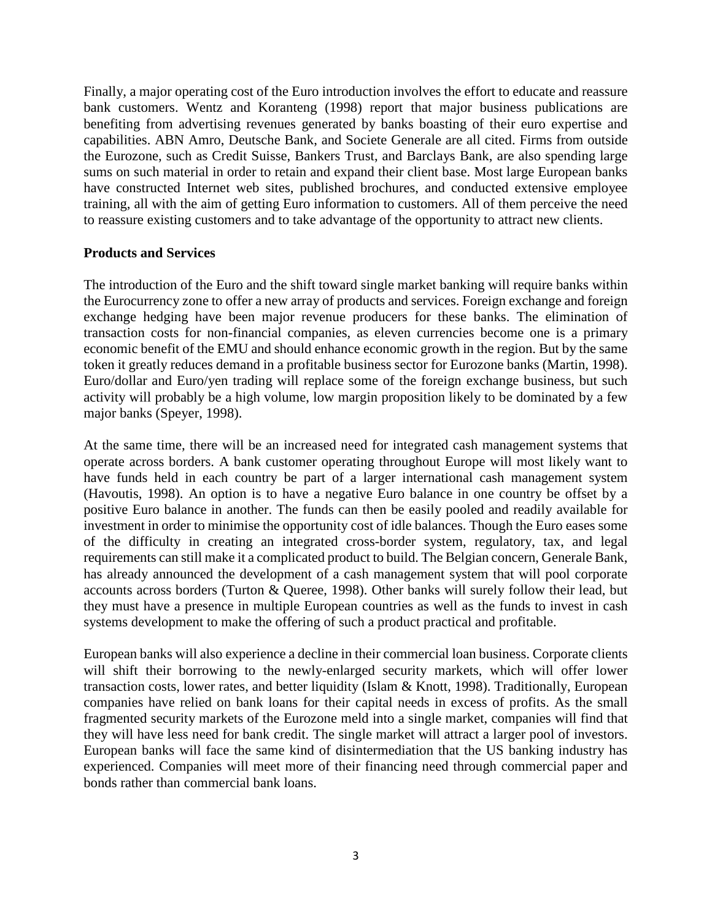Finally, a major operating cost of the Euro introduction involves the effort to educate and reassure bank customers. Wentz and Koranteng (1998) report that major business publications are benefiting from advertising revenues generated by banks boasting of their euro expertise and capabilities. ABN Amro, Deutsche Bank, and Societe Generale are all cited. Firms from outside the Eurozone, such as Credit Suisse, Bankers Trust, and Barclays Bank, are also spending large sums on such material in order to retain and expand their client base. Most large European banks have constructed Internet web sites, published brochures, and conducted extensive employee training, all with the aim of getting Euro information to customers. All of them perceive the need to reassure existing customers and to take advantage of the opportunity to attract new clients.

**Products and Services**

The introduction of the Euro and the shift toward single market banking will require banks within the Eurocurrency zone to offer a new array of products and services. Foreign exchange and foreign exchange hedging have been major revenue producers for these banks. The elimination of transaction costs for non-financial companies, as eleven currencies become one is a primary economic benefit of the EMU and should enhance economic growth in the region. But by the same token it greatly reduces demand in a profitable business sector for Eurozone banks (Martin, 1998). Euro/dollar and Euro/yen trading will replace some of the foreign exchange business, but such activity will probably be a high volume, low margin proposition likely to be dominated by a few major banks (Speyer, 1998).

At the same time, there will be an increased need for integrated cash management systems that operate across borders. A bank customer operating throughout Europe will most likely want to have funds held in each country be part of a larger international cash management system (Havoutis, 1998). An option is to have a negative Euro balance in one country be offset by a positive Euro balance in another. The funds can then be easily pooled and readily available for investment in order to minimise the opportunity cost of idle balances. Though the Euro eases some of the difficulty in creating an integrated cross-border system, regulatory, tax, and legal requirements can still make it a complicated product to build. The Belgian concern, Generale Bank, has already announced the development of a cash management system that will pool corporate accounts across borders (Turton & Queree, 1998). Other banks will surely follow their lead, but they must have a presence in multiple European countries as well as the funds to invest in cash systems development to make the offering of such a product practical and profitable.

European banks will also experience a decline in their commercial loan business. Corporate clients will shift their borrowing to the newly-enlarged security markets, which will offer lower transaction costs, lower rates, and better liquidity (Islam & Knott, 1998). Traditionally, European companies have relied on bank loans for their capital needs in excess of profits. As the small fragmented security markets of the Eurozone meld into a single market, companies will find that they will have less need for bank credit. The single market will attract a larger pool of investors. European banks will face the same kind of disintermediation that the US banking industry has experienced. Companies will meet more of their financing need through commercial paper and bonds rather than commercial bank loans.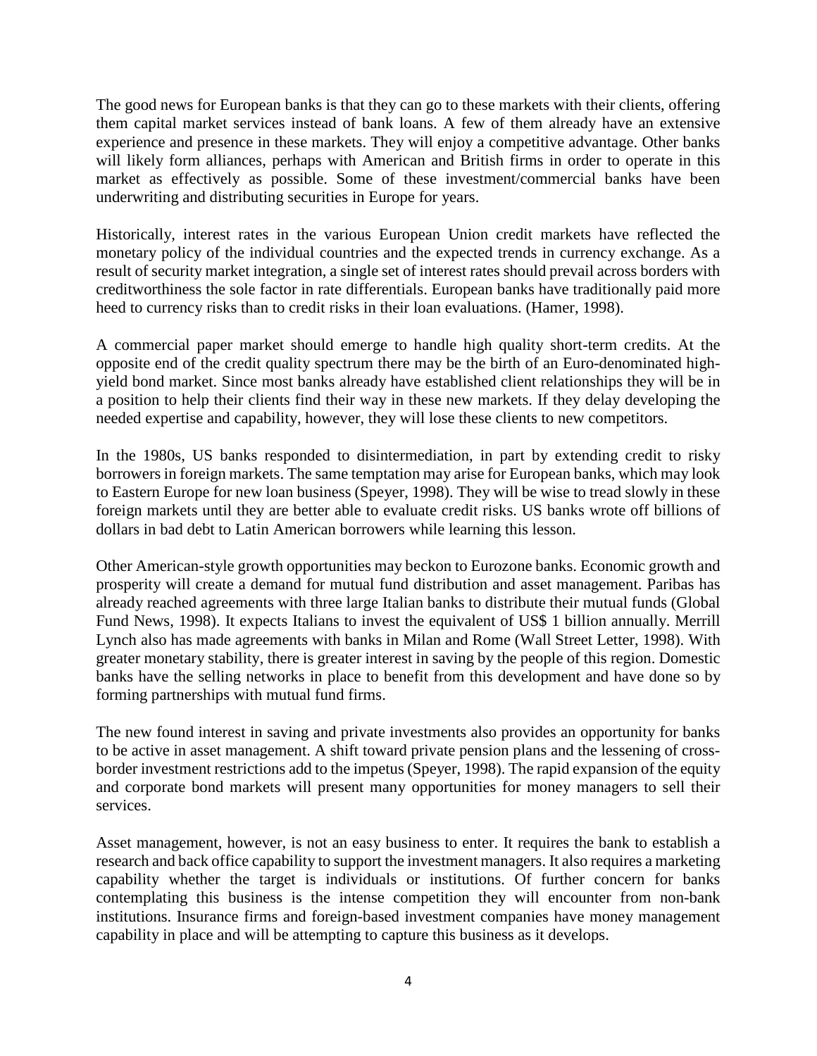The good news for European banks is that they can go to these markets with their clients, offering them capital market services instead of bank loans. A few of them already have an extensive experience and presence in these markets. They will enjoy a competitive advantage. Other banks will likely form alliances, perhaps with American and British firms in order to operate in this market as effectively as possible. Some of these investment/commercial banks have been underwriting and distributing securities in Europe for years.

Historically, interest rates in the various European Union credit markets have reflected the monetary policy of the individual countries and the expected trends in currency exchange. As a result of security market integration, a single set of interest rates should prevail across borders with creditworthiness the sole factor in rate differentials. European banks have traditionally paid more heed to currency risks than to credit risks in their loan evaluations. (Hamer, 1998).

A commercial paper market should emerge to handle high quality short-term credits. At the opposite end of the credit quality spectrum there may be the birth of an Euro-denominated high-yield bond market. Since most banks already have established client relationships they will be in a position to help their clients find their way in these new markets. If they delay developing the needed expertise and capability, however, they will lose these clients to new competitors.

In the 1980s, US banks responded to disintermediation, in part by extending credit to risky borrowers in foreign markets. The same temptation may arise for European banks, which may look to Eastern Europe for new loan business (Speyer, 1998). They will be wise to tread slowly in these foreign markets until they are better able to evaluate credit risks. US banks wrote off billions of dollars in bad debt to Latin American borrowers while learning this lesson.

Other American-style growth opportunities may beckon to Eurozone banks. Economic growth and prosperity will create a demand for mutual fund distribution and asset management. Paribas has already reached agreements with three large Italian banks to distribute their mutual funds (Global Fund News, 1998). It expects Italians to invest the equivalent of US$ 1 billion annually. Merrill Lynch also has made agreements with banks in Milan and Rome (Wall Street Letter, 1998). With greater monetary stability, there is greater interest in saving by the people of this region. Domestic banks have the selling networks in place to benefit from this development and have done so by forming partnerships with mutual fund firms.

The new found interest in saving and private investments also provides an opportunity for banks to be active in asset management. A shift toward private pension plans and the lessening of cross-border investment restrictions add to the impetus (Speyer, 1998). The rapid expansion of the equity and corporate bond markets will present many opportunities for money managers to sell their services.

Asset management, however, is not an easy business to enter. It requires the bank to establish a research and back office capability to support the investment managers. It also requires a marketing capability whether the target is individuals or institutions. Of further concern for banks contemplating this business is the intense competition they will encounter from non-bank institutions. Insurance firms and foreign-based investment companies have money management capability in place and will be attempting to capture this business as it develops.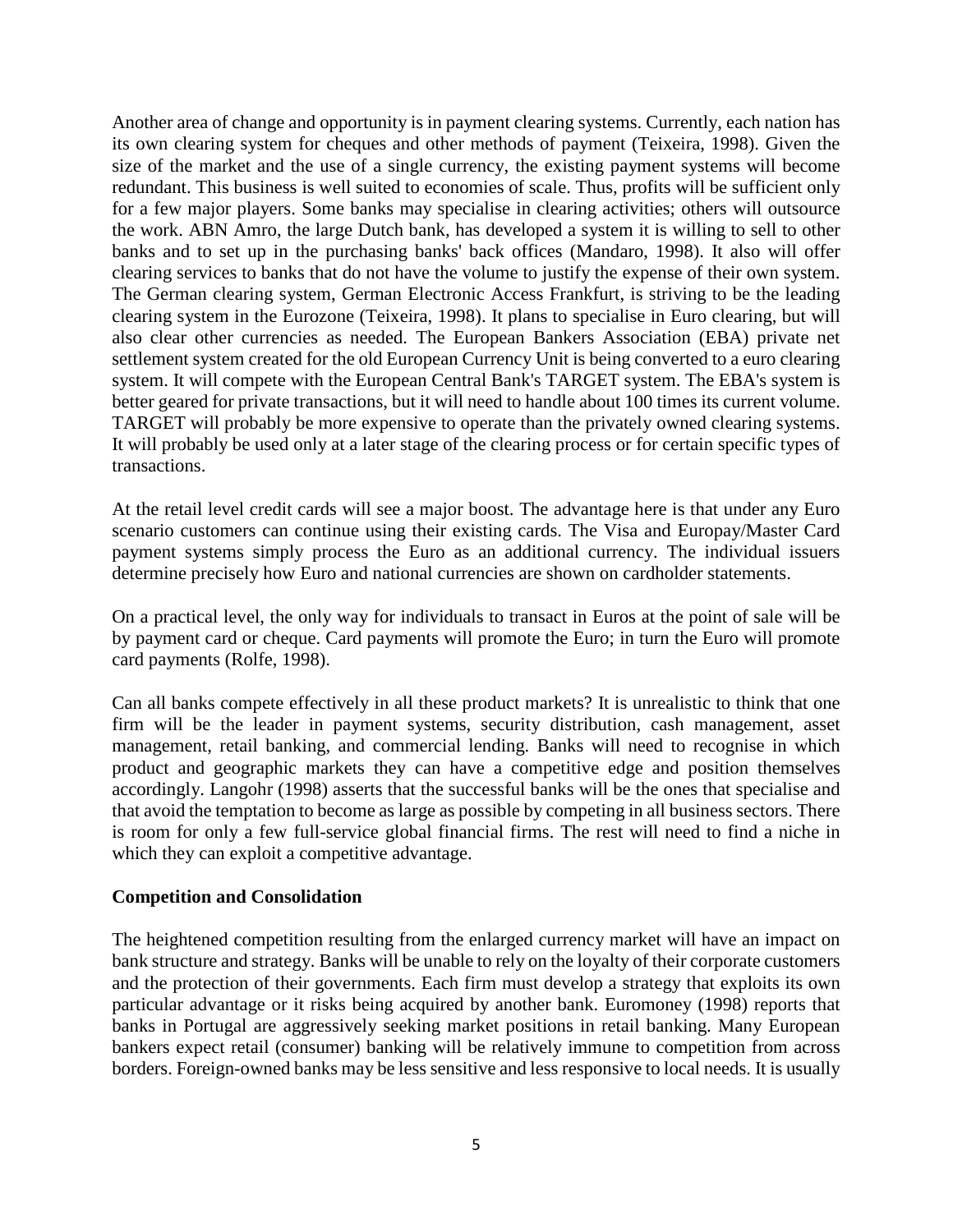Another area of change and opportunity is in payment clearing systems. Currently, each nation has its own clearing system for cheques and other methods of payment (Teixeira, 1998). Given the size of the market and the use of a single currency, the existing payment systems will become redundant. This business is well suited to economies of scale. Thus, profits will be sufficient only for a few major players. Some banks may specialise in clearing activities; others will outsource the work. ABN Amro, the large Dutch bank, has developed a system it is willing to sell to other banks and to set up in the purchasing banks' back offices (Mandaro, 1998). It also will offer clearing services to banks that do not have the volume to justify the expense of their own system. The German clearing system, German Electronic Access Frankfurt, is striving to be the leading clearing system in the Eurozone (Teixeira, 1998). It plans to specialise in Euro clearing, but will also clear other currencies as needed. The European Bankers Association (EBA) private net settlement system created for the old European Currency Unit is being converted to a euro clearing system. It will compete with the European Central Bank's TARGET system. The EBA's system is better geared for private transactions, but it will need to handle about 100 times its current volume. TARGET will probably be more expensive to operate than the privately owned clearing systems. It will probably be used only at a later stage of the clearing process or for certain specific types of transactions.

At the retail level credit cards will see a major boost. The advantage here is that under any Euro scenario customers can continue using their existing cards. The Visa and Europay/Master Card payment systems simply process the Euro as an additional currency. The individual issuers determine precisely how Euro and national currencies are shown on cardholder statements.

On a practical level, the only way for individuals to transact in Euros at the point of sale will be by payment card or cheque. Card payments will promote the Euro; in turn the Euro will promote card payments (Rolfe, 1998).

Can all banks compete effectively in all these product markets? It is unrealistic to think that one firm will be the leader in payment systems, security distribution, cash management, asset management, retail banking, and commercial lending. Banks will need to recognise in which product and geographic markets they can have a competitive edge and position themselves accordingly. Langohr (1998) asserts that the successful banks will be the ones that specialise and that avoid the temptation to become as large as possible by competing in all business sectors. There is room for only a few full-service global financial firms. The rest will need to find a niche in which they can exploit a competitive advantage.

**Competition and Consolidation**

The heightened competition resulting from the enlarged currency market will have an impact on bank structure and strategy. Banks will be unable to rely on the loyalty of their corporate customers and the protection of their governments. Each firm must develop a strategy that exploits its own particular advantage or it risks being acquired by another bank. Euromoney (1998) reports that banks in Portugal are aggressively seeking market positions in retail banking. Many European bankers expect retail (consumer) banking will be relatively immune to competition from across borders. Foreign-owned banks may be less sensitive and less responsive to local needs. It is usually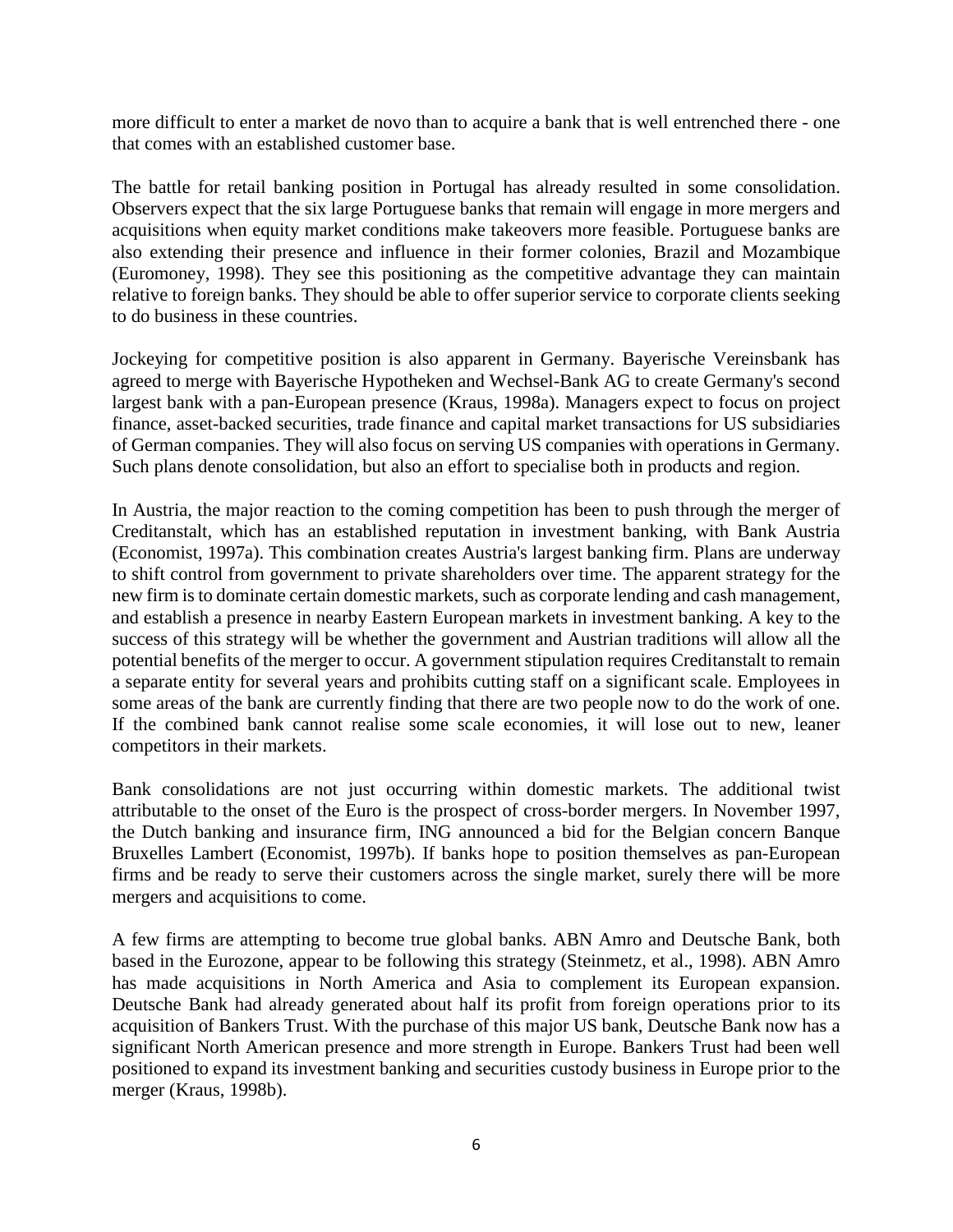more difficult to enter a market de novo than to acquire a bank that is well entrenched there - one that comes with an established customer base.

The battle for retail banking position in Portugal has already resulted in some consolidation. Observers expect that the six large Portuguese banks that remain will engage in more mergers and acquisitions when equity market conditions make takeovers more feasible. Portuguese banks are also extending their presence and influence in their former colonies, Brazil and Mozambique (Euromoney, 1998). They see this positioning as the competitive advantage they can maintain relative to foreign banks. They should be able to offer superior service to corporate clients seeking to do business in these countries.

Jockeying for competitive position is also apparent in Germany. Bayerische Vereinsbank has agreed to merge with Bayerische Hypotheken and Wechsel-Bank AG to create Germany's second largest bank with a pan-European presence (Kraus, 1998a). Managers expect to focus on project finance, asset-backed securities, trade finance and capital market transactions for US subsidiaries of German companies. They will also focus on serving US companies with operations in Germany. Such plans denote consolidation, but also an effort to specialise both in products and region.

In Austria, the major reaction to the coming competition has been to push through the merger of Creditanstalt, which has an established reputation in investment banking, with Bank Austria (Economist, 1997a). This combination creates Austria's largest banking firm. Plans are underway to shift control from government to private shareholders over time. The apparent strategy for the new firm is to dominate certain domestic markets, such as corporate lending and cash management, and establish a presence in nearby Eastern European markets in investment banking. A key to the success of this strategy will be whether the government and Austrian traditions will allow all the potential benefits of the merger to occur. A government stipulation requires Creditanstalt to remain a separate entity for several years and prohibits cutting staff on a significant scale. Employees in some areas of the bank are currently finding that there are two people now to do the work of one. If the combined bank cannot realise some scale economies, it will lose out to new, leaner competitors in their markets.

Bank consolidations are not just occurring within domestic markets. The additional twist attributable to the onset of the Euro is the prospect of cross-border mergers. In November 1997, the Dutch banking and insurance firm, ING announced a bid for the Belgian concern Banque Bruxelles Lambert (Economist, 1997b). If banks hope to position themselves as pan-European firms and be ready to serve their customers across the single market, surely there will be more mergers and acquisitions to come.

A few firms are attempting to become true global banks. ABN Amro and Deutsche Bank, both based in the Eurozone, appear to be following this strategy (Steinmetz, et al., 1998). ABN Amro has made acquisitions in North America and Asia to complement its European expansion. Deutsche Bank had already generated about half its profit from foreign operations prior to its acquisition of Bankers Trust. With the purchase of this major US bank, Deutsche Bank now has a significant North American presence and more strength in Europe. Bankers Trust had been well positioned to expand its investment banking and securities custody business in Europe prior to the merger (Kraus, 1998b).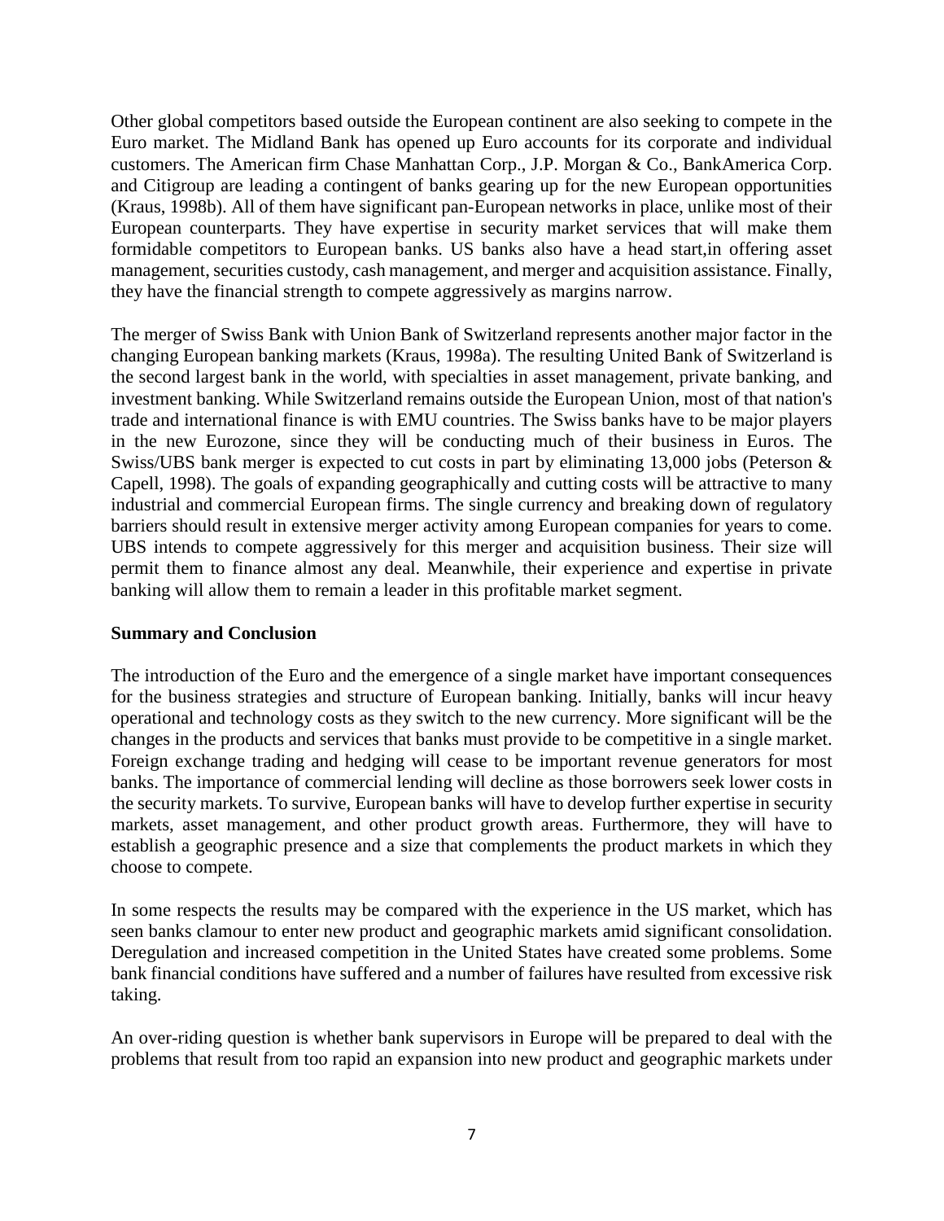Other global competitors based outside the European continent are also seeking to compete in the Euro market. The Midland Bank has opened up Euro accounts for its corporate and individual customers. The American firm Chase Manhattan Corp., J.P. Morgan & Co., BankAmerica Corp. and Citigroup are leading a contingent of banks gearing up for the new European opportunities (Kraus, 1998b). All of them have significant pan-European networks in place, unlike most of their European counterparts. They have expertise in security market services that will make them formidable competitors to European banks. US banks also have a head start,in offering asset management, securities custody, cash management, and merger and acquisition assistance. Finally, they have the financial strength to compete aggressively as margins narrow.

The merger of Swiss Bank with Union Bank of Switzerland represents another major factor in the changing European banking markets (Kraus, 1998a). The resulting United Bank of Switzerland is the second largest bank in the world, with specialties in asset management, private banking, and investment banking. While Switzerland remains outside the European Union, most of that nation's trade and international finance is with EMU countries. The Swiss banks have to be major players in the new Eurozone, since they will be conducting much of their business in Euros. The Swiss/UBS bank merger is expected to cut costs in part by eliminating 13,000 jobs (Peterson & Capell, 1998). The goals of expanding geographically and cutting costs will be attractive to many industrial and commercial European firms. The single currency and breaking down of regulatory barriers should result in extensive merger activity among European companies for years to come. UBS intends to compete aggressively for this merger and acquisition business. Their size will permit them to finance almost any deal. Meanwhile, their experience and expertise in private banking will allow them to remain a leader in this profitable market segment.

**Summary and Conclusion**

The introduction of the Euro and the emergence of a single market have important consequences for the business strategies and structure of European banking. Initially, banks will incur heavy operational and technology costs as they switch to the new currency. More significant will be the changes in the products and services that banks must provide to be competitive in a single market. Foreign exchange trading and hedging will cease to be important revenue generators for most banks. The importance of commercial lending will decline as those borrowers seek lower costs in the security markets. To survive, European banks will have to develop further expertise in security markets, asset management, and other product growth areas. Furthermore, they will have to establish a geographic presence and a size that complements the product markets in which they choose to compete.

In some respects the results may be compared with the experience in the US market, which has seen banks clamour to enter new product and geographic markets amid significant consolidation. Deregulation and increased competition in the United States have created some problems. Some bank financial conditions have suffered and a number of failures have resulted from excessive risk taking.

An over-riding question is whether bank supervisors in Europe will be prepared to deal with the problems that result from too rapid an expansion into new product and geographic markets under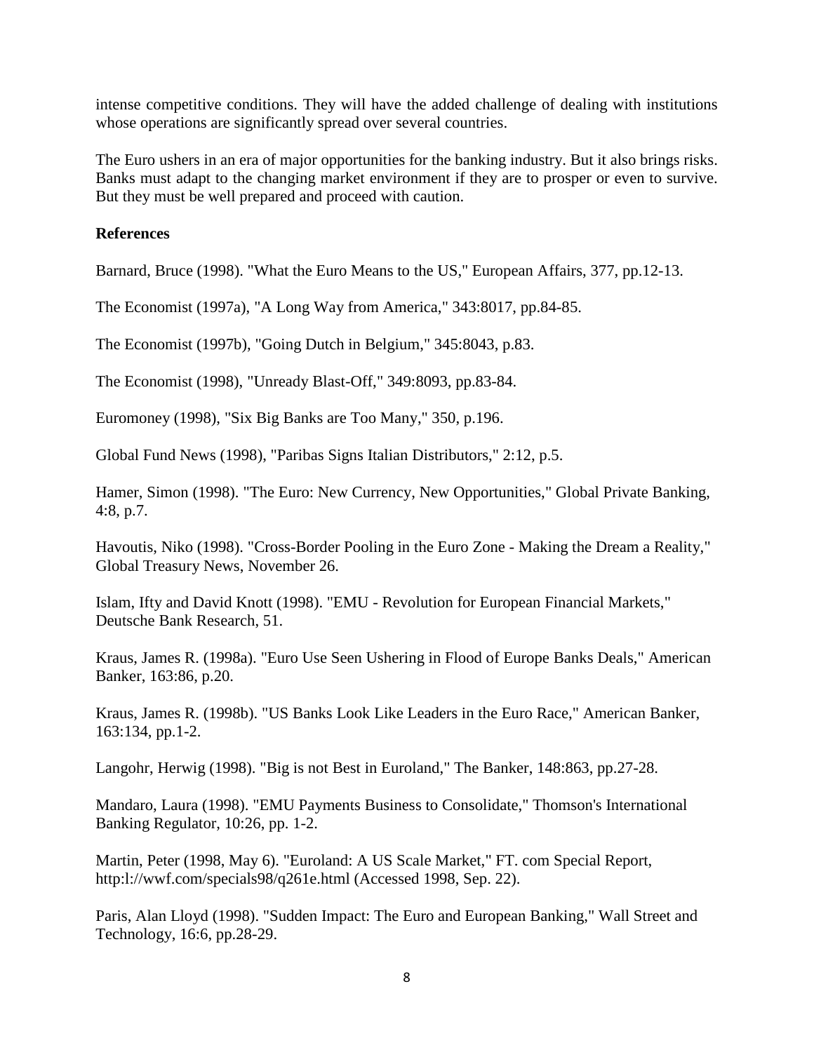intense competitive conditions. They will have the added challenge of dealing with institutions whose operations are significantly spread over several countries.

The Euro ushers in an era of major opportunities for the banking industry. But it also brings risks. Banks must adapt to the changing market environment if they are to prosper or even to survive. But they must be well prepared and proceed with caution.

**References**

Barnard, Bruce (1998). "What the Euro Means to the US," European Affairs, 377, pp.12-13.

The Economist (1997a), "A Long Way from America," 343:8017, pp.84-85.

The Economist (1997b), "Going Dutch in Belgium," 345:8043, p.83.

The Economist (1998), "Unready Blast-Off," 349:8093, pp.83-84.

Euromoney (1998), "Six Big Banks are Too Many," 350, p.196.

Global Fund News (1998), "Paribas Signs Italian Distributors," 2:12, p.5.

Hamer, Simon (1998). "The Euro: New Currency, New Opportunities," Global Private Banking, 4:8, p.7.

Havoutis, Niko (1998). "Cross-Border Pooling in the Euro Zone - Making the Dream a Reality," Global Treasury News, November 26.

Islam, Ifty and David Knott (1998). "EMU - Revolution for European Financial Markets," Deutsche Bank Research, 51.

Kraus, James R. (1998a). "Euro Use Seen Ushering in Flood of Europe Banks Deals," American Banker, 163:86, p.20.

Kraus, James R. (1998b). "US Banks Look Like Leaders in the Euro Race," American Banker, 163:134, pp.1-2.

Langohr, Herwig (1998). "Big is not Best in Euroland," The Banker, 148:863, pp.27-28.

Mandaro, Laura (1998). "EMU Payments Business to Consolidate," Thomson's International Banking Regulator, 10:26, pp. 1-2.

Martin, Peter (1998, May 6). "Euroland: A US Scale Market," FT. com Special Report, http:l://wwf.com/specials98/q261e.html (Accessed 1998, Sep. 22).

Paris, Alan Lloyd (1998). "Sudden Impact: The Euro and European Banking," Wall Street and Technology, 16:6, pp.28-29.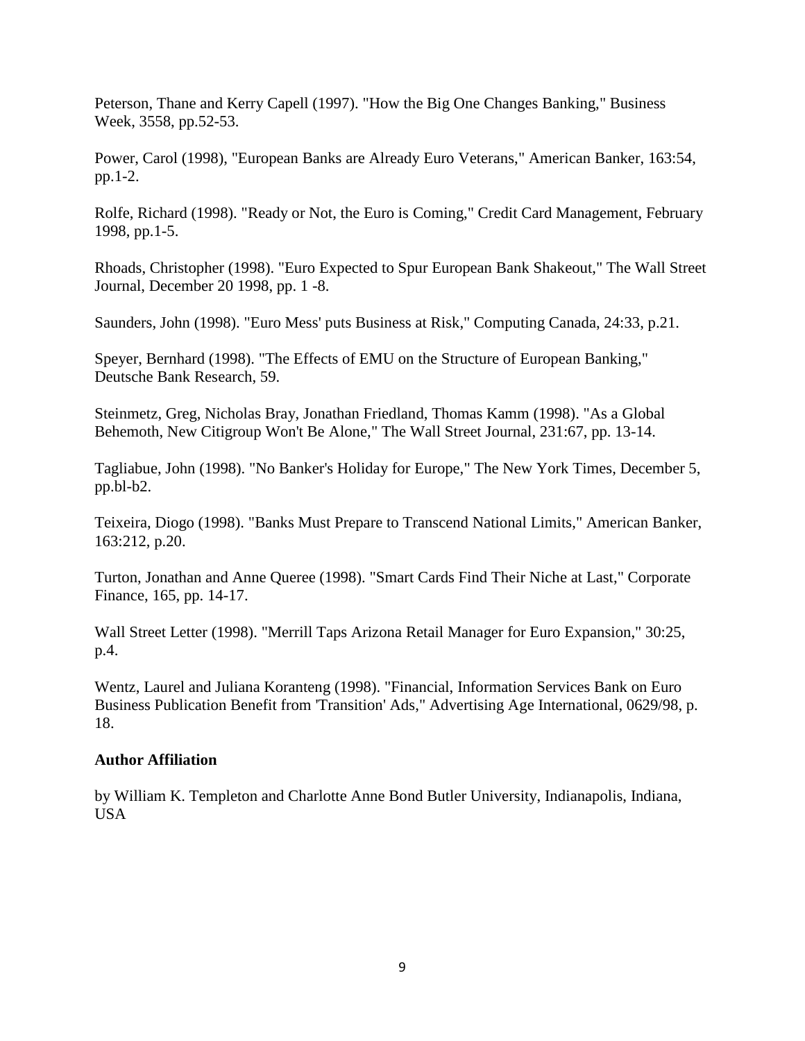Peterson, Thane and Kerry Capell (1997). "How the Big One Changes Banking," Business Week, 3558, pp.52-53.

Power, Carol (1998), "European Banks are Already Euro Veterans," American Banker, 163:54, pp.1-2.

Rolfe, Richard (1998). "Ready or Not, the Euro is Coming," Credit Card Management, February 1998, pp.1-5.

Rhoads, Christopher (1998). "Euro Expected to Spur European Bank Shakeout," The Wall Street Journal, December 20 1998, pp. 1 -8.

Saunders, John (1998). "Euro Mess' puts Business at Risk," Computing Canada, 24:33, p.21.

Speyer, Bernhard (1998). "The Effects of EMU on the Structure of European Banking," Deutsche Bank Research, 59.

Steinmetz, Greg, Nicholas Bray, Jonathan Friedland, Thomas Kamm (1998). "As a Global Behemoth, New Citigroup Won't Be Alone," The Wall Street Journal, 231:67, pp. 13-14.

Tagliabue, John (1998). "No Banker's Holiday for Europe," The New York Times, December 5, pp.bl-b2.

Teixeira, Diogo (1998). "Banks Must Prepare to Transcend National Limits," American Banker, 163:212, p.20.

Turton, Jonathan and Anne Queree (1998). "Smart Cards Find Their Niche at Last," Corporate Finance, 165, pp. 14-17.

Wall Street Letter (1998). "Merrill Taps Arizona Retail Manager for Euro Expansion," 30:25, p.4.

Wentz, Laurel and Juliana Koranteng (1998). "Financial, Information Services Bank on Euro Business Publication Benefit from 'Transition' Ads," Advertising Age International, 0629/98, p. 18.

**Author Affiliation**

by William K. Templeton and Charlotte Anne Bond Butler University, Indianapolis, Indiana, USA